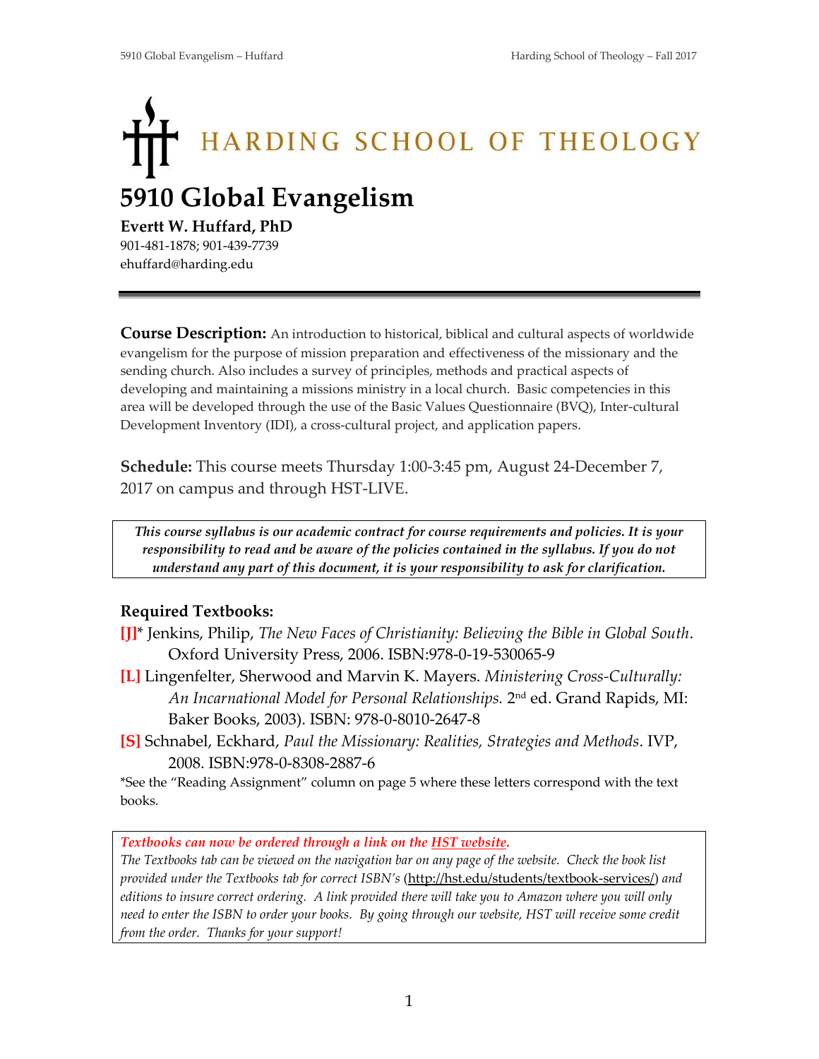HARDING SCHOOL OF THEOLOGY

# 5910 Global Evangelism

**Evertt W. Huffard, PhD**
901-481-1878; 901-439-7739
ehuffard@harding.edu

---

**Course Description:** An introduction to historical, biblical and cultural aspects of worldwide evangelism for the purpose of mission preparation and effectiveness of the missionary and the sending church. Also includes a survey of principles, methods and practical aspects of developing and maintaining a missions ministry in a local church. Basic competencies in this area will be developed through the use of the Basic Values Questionnaire (BVQ), Inter-cultural Development Inventory (IDI), a cross-cultural project, and application papers.

**Schedule:** This course meets Thursday 1:00-3:45 pm, August 24-December 7, 2017 on campus and through HST-LIVE.

***This course syllabus is our academic contract for course requirements and policies. It is your responsibility to read and be aware of the policies contained in the syllabus. If you do not understand any part of this document, it is your responsibility to ask for clarification.***

### Required Textbooks:

**[J]*** Jenkins, Philip, *The New Faces of Christianity: Believing the Bible in Global South*. Oxford University Press, 2006. ISBN:978-0-19-530065-9

**[L]** Lingenfelter, Sherwood and Marvin K. Mayers. *Ministering Cross-Culturally: An Incarnational Model for Personal Relationships.* 2nd ed. Grand Rapids, MI: Baker Books, 2003). ISBN: 978-0-8010-2647-8

**[S]** Schnabel, Eckhard, *Paul the Missionary: Realities, Strategies and Methods*. IVP, 2008. ISBN:978-0-8308-2887-6

*See the "Reading Assignment" column on page 5 where these letters correspond with the text books.

***Textbooks can now be ordered through a link on the HST website.***
*The Textbooks tab can be viewed on the navigation bar on any page of the website. Check the book list provided under the Textbooks tab for correct ISBN's (http://hst.edu/students/textbook-services/) and editions to insure correct ordering. A link provided there will take you to Amazon where you will only need to enter the ISBN to order your books. By going through our website, HST will receive some credit from the order. Thanks for your support!*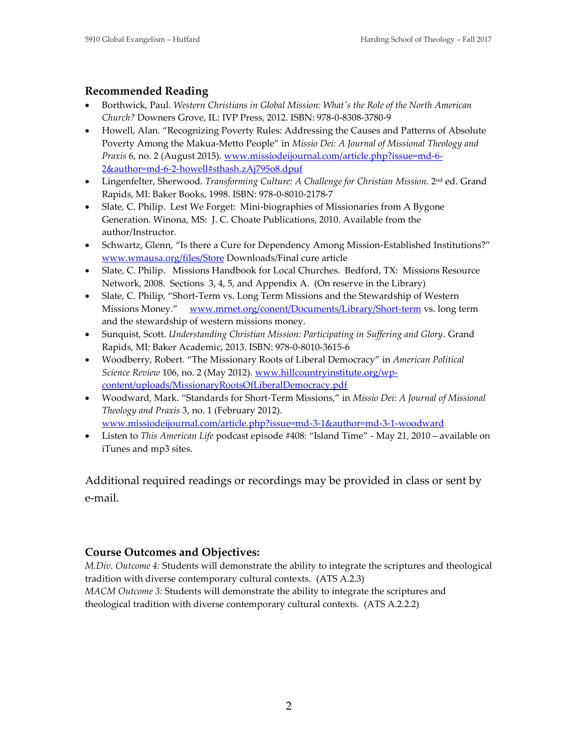## Recommended Reading

- Borthwick, Paul. *Western Christians in Global Mission: What's the Role of the North American Church?* Downers Grove, IL: IVP Press, 2012. ISBN: 978-0-8308-3780-9
- Howell, Alan. "Recognizing Poverty Rules: Addressing the Causes and Patterns of Absolute Poverty Among the Makua-Metto People" in *Missio Dei: A Journal of Missional Theology and Praxis* 6, no. 2 (August 2015). www.missiodeijournal.com/article.php?issue=md-6-2&author=md-6-2-howell#sthash.zAj795o8.dpuf
- Lingenfelter, Sherwood. *Transforming Culture: A Challenge for Christian Mission.* 2nd ed. Grand Rapids, MI: Baker Books, 1998. ISBN: 978-0-8010-2178-7
- Slate, C. Philip. Lest We Forget: Mini-biographies of Missionaries from A Bygone Generation. Winona, MS: J. C. Choate Publications, 2010. Available from the author/Instructor.
- Schwartz, Glenn, "Is there a Cure for Dependency Among Mission-Established Institutions?" www.wmausa.org/files/Store Downloads/Final cure article
- Slate, C. Philip. Missions Handbook for Local Churches. Bedford, TX: Missions Resource Network, 2008. Sections 3, 4, 5, and Appendix A. (On reserve in the Library)
- Slate, C. Philip, "Short-Term vs. Long Term Missions and the Stewardship of Western Missions Money." www.mrnet.org/conent/Documents/Library/Short-term vs. long term and the stewardship of western missions money.
- Sunquist, Scott. *Understanding Christian Mission: Participating in Suffering and Glory*. Grand Rapids, MI: Baker Academic, 2013. ISBN: 978-0-8010-3615-6
- Woodberry, Robert. "The Missionary Roots of Liberal Democracy" in *American Political Science Review* 106, no. 2 (May 2012). www.hillcountryinstitute.org/wp-content/uploads/MissionaryRootsOfLiberalDemocracy.pdf
- Woodward, Mark. "Standards for Short-Term Missions," in *Missio Dei: A Journal of Missional Theology and Praxis* 3, no. 1 (February 2012). www.missiodeijournal.com/article.php?issue=md-3-1&author=md-3-1-woodward
- Listen to *This American Life* podcast episode #408: "Island Time" - May 21, 2010 – available on iTunes and mp3 sites.

Additional required readings or recordings may be provided in class or sent by e-mail.

## Course Outcomes and Objectives:

*M.Div. Outcome 4:* Students will demonstrate the ability to integrate the scriptures and theological tradition with diverse contemporary cultural contexts. (ATS A.2.3)
*MACM Outcome 3:* Students will demonstrate the ability to integrate the scriptures and theological tradition with diverse contemporary cultural contexts. (ATS A.2.2.2)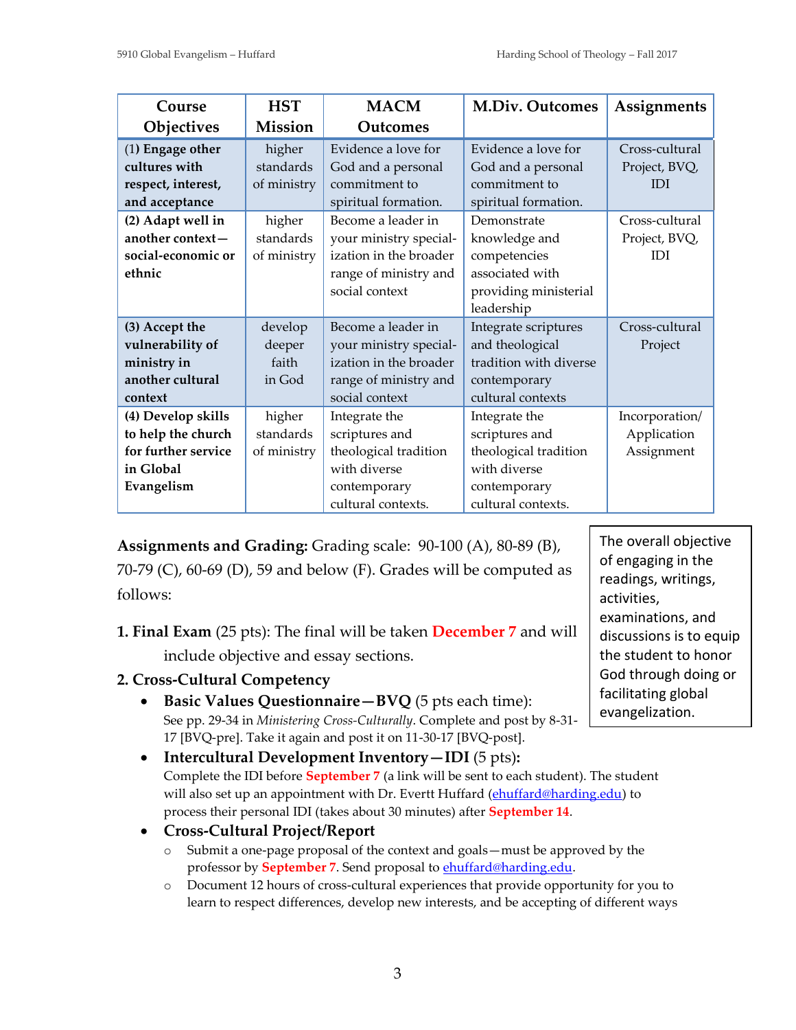| Course Objectives | HST Mission | MACM Outcomes | M.Div. Outcomes | Assignments |
|---|---|---|---|---|
| (1) **Engage other cultures with respect, interest, and acceptance** | higher standards of ministry | Evidence a love for God and a personal commitment to spiritual formation. | Evidence a love for God and a personal commitment to spiritual formation. | Cross-cultural Project, BVQ, IDI |
| **(2) Adapt well in another context—social-economic or ethnic** | higher standards of ministry | Become a leader in your ministry specialization in the broader range of ministry and social context | Demonstrate knowledge and competencies associated with providing ministerial leadership | Cross-cultural Project, BVQ, IDI |
| **(3) Accept the vulnerability of ministry in another cultural context** | develop deeper faith in God | Become a leader in your ministry specialization in the broader range of ministry and social context | Integrate scriptures and theological tradition with diverse contemporary cultural contexts | Cross-cultural Project |
| **(4) Develop skills to help the church for further service in Global Evangelism** | higher standards of ministry | Integrate the scriptures and theological tradition with diverse contemporary cultural contexts. | Integrate the scriptures and theological tradition with diverse contemporary cultural contexts. | Incorporation/ Application Assignment |

> The overall objective of engaging in the readings, writings, activities, examinations, and discussions is to equip the student to honor God through doing or facilitating global evangelization.

**Assignments and Grading:** Grading scale: 90-100 (A), 80-89 (B), 70-79 (C), 60-69 (D), 59 and below (F). Grades will be computed as follows:

1. **Final Exam** (25 pts): The final will be taken **December 7** and will include objective and essay sections.
2. **Cross-Cultural Competency**
   - **Basic Values Questionnaire—BVQ** (5 pts each time): See pp. 29-34 in *Ministering Cross-Culturally*. Complete and post by 8-31-17 [BVQ-pre]. Take it again and post it on 11-30-17 [BVQ-post].
   - **Intercultural Development Inventory—IDI** (5 pts)**:** Complete the IDI before **September 7** (a link will be sent to each student). The student will also set up an appointment with Dr. Evertt Huffard (ehuffard@harding.edu) to process their personal IDI (takes about 30 minutes) after **September 14**.
   - **Cross-Cultural Project/Report**
     - Submit a one-page proposal of the context and goals—must be approved by the professor by **September 7**. Send proposal to ehuffard@harding.edu.
     - Document 12 hours of cross-cultural experiences that provide opportunity for you to learn to respect differences, develop new interests, and be accepting of different ways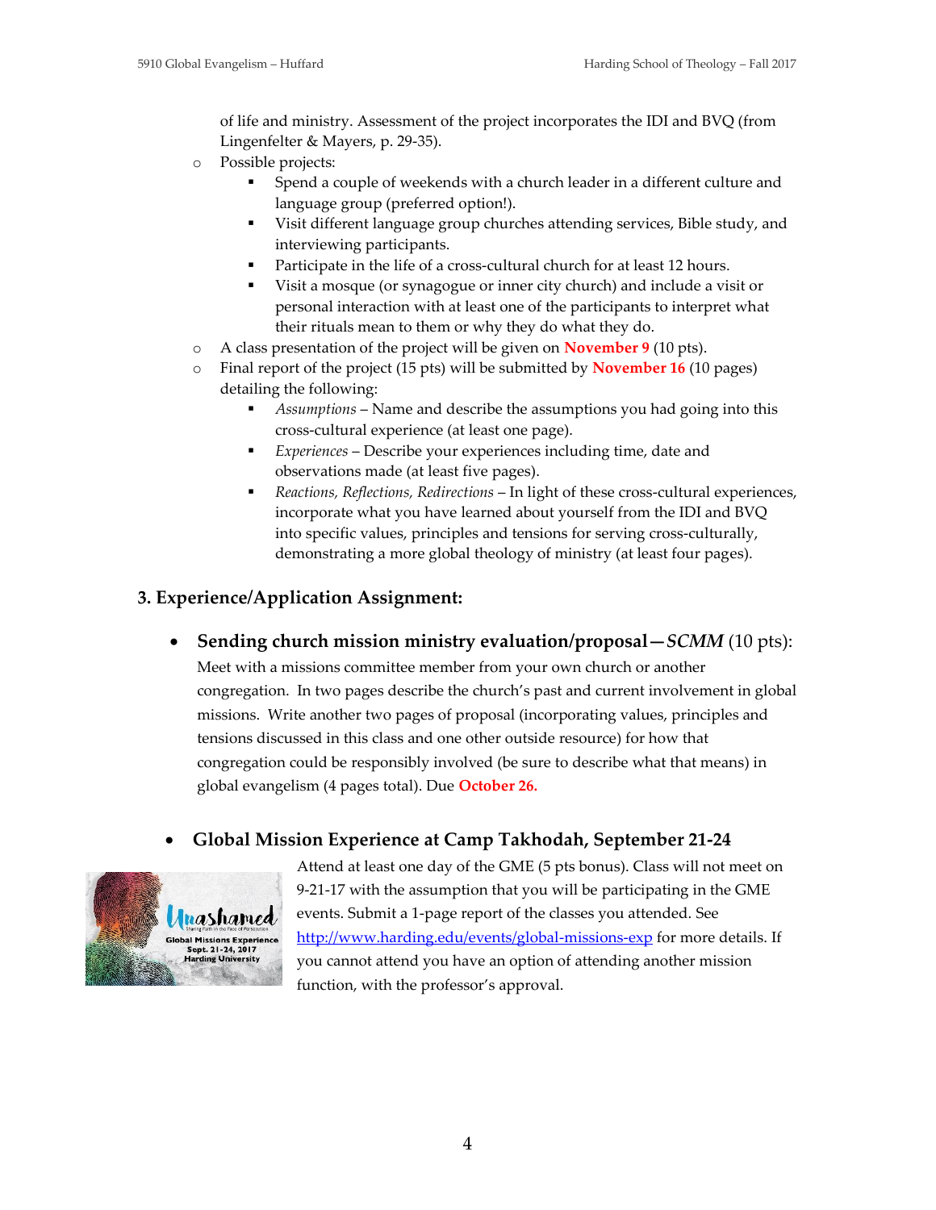of life and ministry. Assessment of the project incorporates the IDI and BVQ (from Lingenfelter & Mayers, p. 29-35).

- Possible projects:
    - Spend a couple of weekends with a church leader in a different culture and language group (preferred option!).
    - Visit different language group churches attending services, Bible study, and interviewing participants.
    - Participate in the life of a cross-cultural church for at least 12 hours.
    - Visit a mosque (or synagogue or inner city church) and include a visit or personal interaction with at least one of the participants to interpret what their rituals mean to them or why they do what they do.
- A class presentation of the project will be given on **November 9** (10 pts).
- Final report of the project (15 pts) will be submitted by **November 16** (10 pages) detailing the following:
    - *Assumptions* – Name and describe the assumptions you had going into this cross-cultural experience (at least one page).
    - *Experiences* – Describe your experiences including time, date and observations made (at least five pages).
    - *Reactions, Reflections, Redirections* – In light of these cross-cultural experiences, incorporate what you have learned about yourself from the IDI and BVQ into specific values, principles and tensions for serving cross-culturally, demonstrating a more global theology of ministry (at least four pages).

## 3. Experience/Application Assignment:

- **Sending church mission ministry evaluation/proposal—*SCMM*** (10 pts):
  Meet with a missions committee member from your own church or another congregation. In two pages describe the church's past and current involvement in global missions. Write another two pages of proposal (incorporating values, principles and tensions discussed in this class and one other outside resource) for how that congregation could be responsibly involved (be sure to describe what that means) in global evangelism (4 pages total). Due **October 26.**

- **Global Mission Experience at Camp Takhodah, September 21-24**
  Attend at least one day of the GME (5 pts bonus). Class will not meet on 9-21-17 with the assumption that you will be participating in the GME events. Submit a 1-page report of the classes you attended. See http://www.harding.edu/events/global-missions-exp for more details. If you cannot attend you have an option of attending another mission function, with the professor's approval.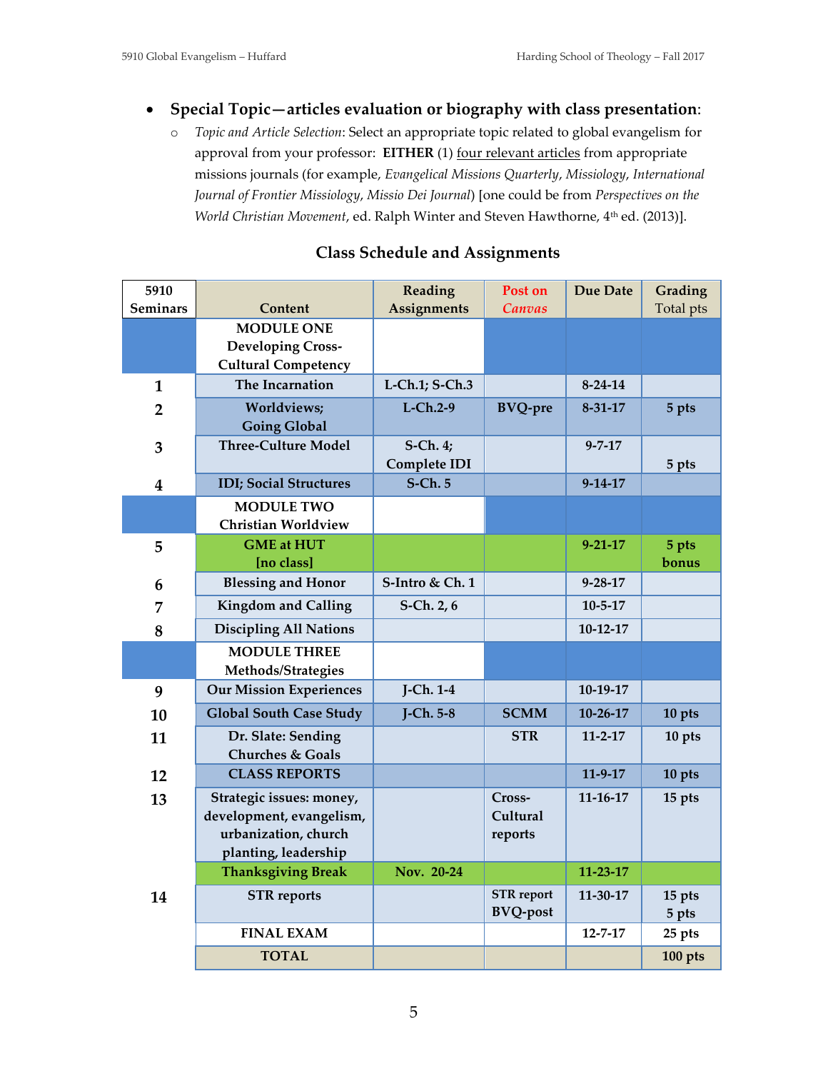- **Special Topic—articles evaluation or biography with class presentation**:
  - *Topic and Article Selection*: Select an appropriate topic related to global evangelism for approval from your professor: **EITHER** (1) four relevant articles from appropriate missions journals (for example, *Evangelical Missions Quarterly*, *Missiology*, *International Journal of Frontier Missiology*, *Missio Dei Journal*) [one could be from *Perspectives on the World Christian Movement*, ed. Ralph Winter and Steven Hawthorne, 4th ed. (2013)].

### Class Schedule and Assignments

| 5910 Seminars | Content | Reading Assignments | Post on Canvas | Due Date | Grading Total pts |
|---|---|---|---|---|---|
| | **MODULE ONE Developing Cross-Cultural Competency** | | | | |
| 1 | The Incarnation | L-Ch.1; S-Ch.3 | | 8-24-14 | |
| 2 | Worldviews; Going Global | L-Ch.2-9 | BVQ-pre | 8-31-17 | 5 pts |
| 3 | Three-Culture Model | S-Ch. 4; Complete IDI | | 9-7-17 | 5 pts |
| 4 | IDI; Social Structures | S-Ch. 5 | | 9-14-17 | |
| | **MODULE TWO Christian Worldview** | | | | |
| 5 | GME at HUT [no class] | | | 9-21-17 | 5 pts bonus |
| 6 | Blessing and Honor | S-Intro & Ch. 1 | | 9-28-17 | |
| 7 | Kingdom and Calling | S-Ch. 2, 6 | | 10-5-17 | |
| 8 | Discipling All Nations | | | 10-12-17 | |
| | **MODULE THREE Methods/Strategies** | | | | |
| 9 | Our Mission Experiences | J-Ch. 1-4 | | 10-19-17 | |
| 10 | Global South Case Study | J-Ch. 5-8 | SCMM | 10-26-17 | 10 pts |
| 11 | Dr. Slate: Sending Churches & Goals | | STR | 11-2-17 | 10 pts |
| 12 | CLASS REPORTS | | | 11-9-17 | 10 pts |
| 13 | Strategic issues: money, development, evangelism, urbanization, church planting, leadership | | Cross-Cultural reports | 11-16-17 | 15 pts |
| | Thanksgiving Break | Nov. 20-24 | | 11-23-17 | |
| 14 | STR reports | | STR report<br>BVQ-post | 11-30-17 | 15 pts<br>5 pts |
| | FINAL EXAM | | | 12-7-17 | 25 pts |
| | **TOTAL** | | | | **100 pts** |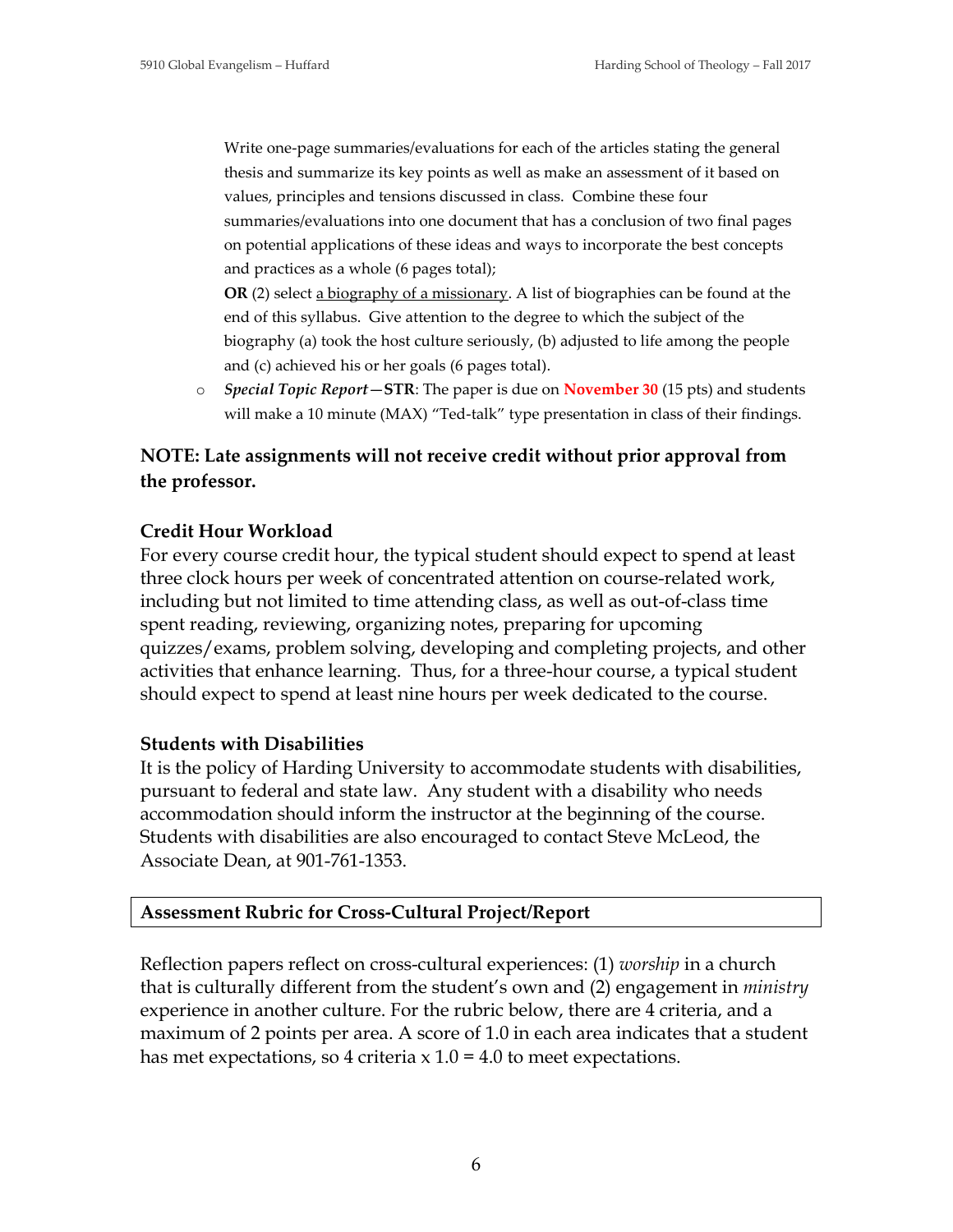Write one-page summaries/evaluations for each of the articles stating the general thesis and summarize its key points as well as make an assessment of it based on values, principles and tensions discussed in class. Combine these four summaries/evaluations into one document that has a conclusion of two final pages on potential applications of these ideas and ways to incorporate the best concepts and practices as a whole (6 pages total);

**OR** (2) select a biography of a missionary. A list of biographies can be found at the end of this syllabus. Give attention to the degree to which the subject of the biography (a) took the host culture seriously, (b) adjusted to life among the people and (c) achieved his or her goals (6 pages total).

- *Special Topic Report*—**STR**: The paper is due on **November 30** (15 pts) and students will make a 10 minute (MAX) "Ted-talk" type presentation in class of their findings.

**NOTE: Late assignments will not receive credit without prior approval from the professor.**

### Credit Hour Workload

For every course credit hour, the typical student should expect to spend at least three clock hours per week of concentrated attention on course-related work, including but not limited to time attending class, as well as out-of-class time spent reading, reviewing, organizing notes, preparing for upcoming quizzes/exams, problem solving, developing and completing projects, and other activities that enhance learning. Thus, for a three-hour course, a typical student should expect to spend at least nine hours per week dedicated to the course.

### Students with Disabilities

It is the policy of Harding University to accommodate students with disabilities, pursuant to federal and state law. Any student with a disability who needs accommodation should inform the instructor at the beginning of the course. Students with disabilities are also encouraged to contact Steve McLeod, the Associate Dean, at 901-761-1353.

### Assessment Rubric for Cross-Cultural Project/Report

Reflection papers reflect on cross-cultural experiences: (1) *worship* in a church that is culturally different from the student's own and (2) engagement in *ministry* experience in another culture. For the rubric below, there are 4 criteria, and a maximum of 2 points per area. A score of 1.0 in each area indicates that a student has met expectations, so 4 criteria x 1.0 = 4.0 to meet expectations.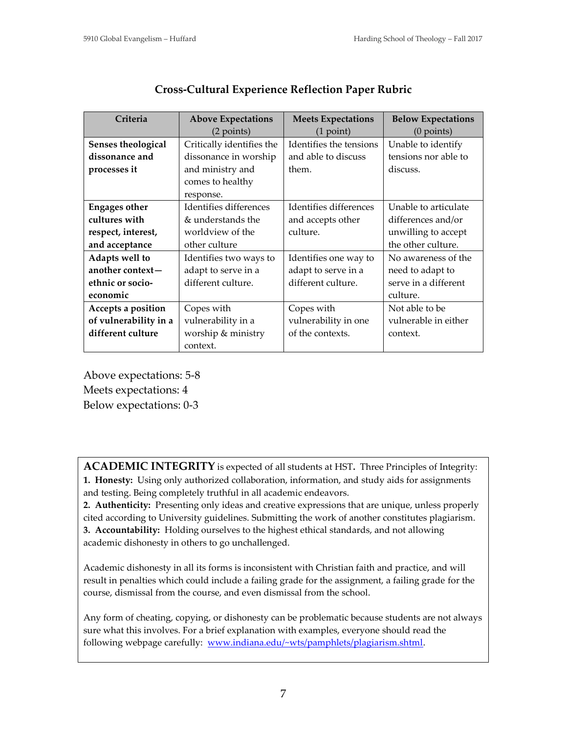## Cross-Cultural Experience Reflection Paper Rubric

| Criteria | Above Expectations (2 points) | Meets Expectations (1 point) | Below Expectations (0 points) |
|---|---|---|---|
| **Senses theological dissonance and processes it** | Critically identifies the dissonance in worship and ministry and comes to healthy response. | Identifies the tensions and able to discuss them. | Unable to identify tensions nor able to discuss. |
| **Engages other cultures with respect, interest, and acceptance** | Identifies differences & understands the worldview of the other culture | Identifies differences and accepts other culture. | Unable to articulate differences and/or unwilling to accept the other culture. |
| **Adapts well to another context—ethnic or socio-economic** | Identifies two ways to adapt to serve in a different culture. | Identifies one way to adapt to serve in a different culture. | No awareness of the need to adapt to serve in a different culture. |
| **Accepts a position of vulnerability in a different culture** | Copes with vulnerability in a worship & ministry context. | Copes with vulnerability in one of the contexts. | Not able to be vulnerable in either context. |

Above expectations: 5-8
Meets expectations: 4
Below expectations: 0-3

**ACADEMIC INTEGRITY** is expected of all students at HST**.** Three Principles of Integrity:
**1. Honesty:** Using only authorized collaboration, information, and study aids for assignments and testing. Being completely truthful in all academic endeavors.
**2. Authenticity:** Presenting only ideas and creative expressions that are unique, unless properly cited according to University guidelines. Submitting the work of another constitutes plagiarism.
**3. Accountability:** Holding ourselves to the highest ethical standards, and not allowing academic dishonesty in others to go unchallenged.

Academic dishonesty in all its forms is inconsistent with Christian faith and practice, and will result in penalties which could include a failing grade for the assignment, a failing grade for the course, dismissal from the course, and even dismissal from the school.

Any form of cheating, copying, or dishonesty can be problematic because students are not always sure what this involves. For a brief explanation with examples, everyone should read the following webpage carefully: [www.indiana.edu/~wts/pamphlets/plagiarism.shtml](www.indiana.edu/~wts/pamphlets/plagiarism.shtml).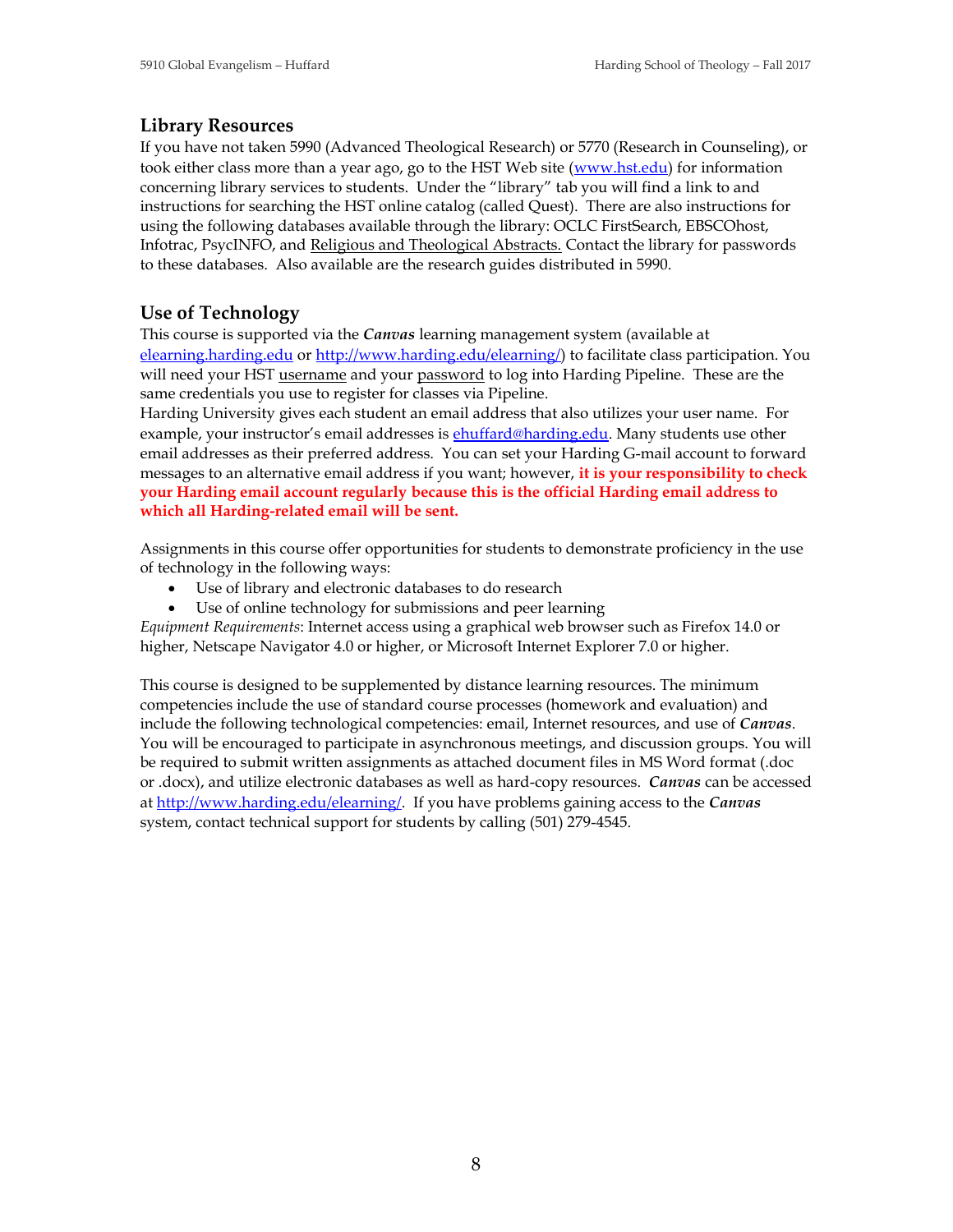## Library Resources

If you have not taken 5990 (Advanced Theological Research) or 5770 (Research in Counseling), or took either class more than a year ago, go to the HST Web site (www.hst.edu) for information concerning library services to students. Under the "library" tab you will find a link to and instructions for searching the HST online catalog (called Quest). There are also instructions for using the following databases available through the library: OCLC FirstSearch, EBSCOhost, Infotrac, PsycINFO, and Religious and Theological Abstracts. Contact the library for passwords to these databases. Also available are the research guides distributed in 5990.

## Use of Technology

This course is supported via the ***Canvas*** learning management system (available at elearning.harding.edu or http://www.harding.edu/elearning/) to facilitate class participation. You will need your HST username and your password to log into Harding Pipeline. These are the same credentials you use to register for classes via Pipeline.

Harding University gives each student an email address that also utilizes your user name. For example, your instructor's email addresses is ehuffard@harding.edu. Many students use other email addresses as their preferred address. You can set your Harding G-mail account to forward messages to an alternative email address if you want; however, **it is your responsibility to check your Harding email account regularly because this is the official Harding email address to which all Harding-related email will be sent.**

Assignments in this course offer opportunities for students to demonstrate proficiency in the use of technology in the following ways:

- Use of library and electronic databases to do research
- Use of online technology for submissions and peer learning

*Equipment Requirements*: Internet access using a graphical web browser such as Firefox 14.0 or higher, Netscape Navigator 4.0 or higher, or Microsoft Internet Explorer 7.0 or higher.

This course is designed to be supplemented by distance learning resources. The minimum competencies include the use of standard course processes (homework and evaluation) and include the following technological competencies: email, Internet resources, and use of ***Canvas***. You will be encouraged to participate in asynchronous meetings, and discussion groups. You will be required to submit written assignments as attached document files in MS Word format (.doc or .docx), and utilize electronic databases as well as hard-copy resources. ***Canvas*** can be accessed at http://www.harding.edu/elearning/. If you have problems gaining access to the ***Canvas*** system, contact technical support for students by calling (501) 279-4545.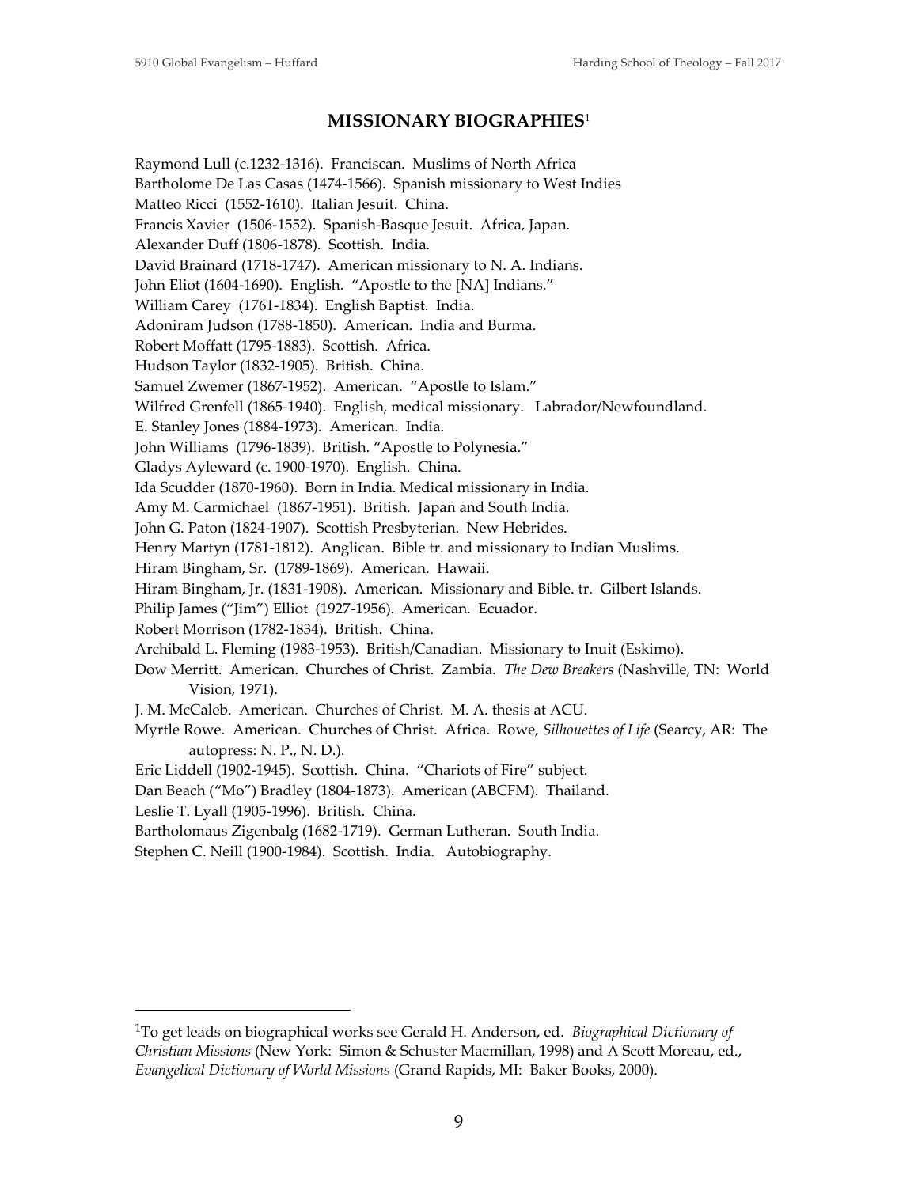# MISSIONARY BIOGRAPHIES[1]

Raymond Lull (c.1232-1316). Franciscan. Muslims of North Africa
Bartholome De Las Casas (1474-1566). Spanish missionary to West Indies
Matteo Ricci (1552-1610). Italian Jesuit. China.
Francis Xavier (1506-1552). Spanish-Basque Jesuit. Africa, Japan.
Alexander Duff (1806-1878). Scottish. India.
David Brainard (1718-1747). American missionary to N. A. Indians.
John Eliot (1604-1690). English. "Apostle to the [NA] Indians."
William Carey (1761-1834). English Baptist. India.
Adoniram Judson (1788-1850). American. India and Burma.
Robert Moffatt (1795-1883). Scottish. Africa.
Hudson Taylor (1832-1905). British. China.
Samuel Zwemer (1867-1952). American. "Apostle to Islam."
Wilfred Grenfell (1865-1940). English, medical missionary. Labrador/Newfoundland.
E. Stanley Jones (1884-1973). American. India.
John Williams (1796-1839). British. "Apostle to Polynesia."
Gladys Ayleward (c. 1900-1970). English. China.
Ida Scudder (1870-1960). Born in India. Medical missionary in India.
Amy M. Carmichael (1867-1951). British. Japan and South India.
John G. Paton (1824-1907). Scottish Presbyterian. New Hebrides.
Henry Martyn (1781-1812). Anglican. Bible tr. and missionary to Indian Muslims.
Hiram Bingham, Sr. (1789-1869). American. Hawaii.
Hiram Bingham, Jr. (1831-1908). American. Missionary and Bible. tr. Gilbert Islands.
Philip James ("Jim") Elliot (1927-1956). American. Ecuador.
Robert Morrison (1782-1834). British. China.
Archibald L. Fleming (1983-1953). British/Canadian. Missionary to Inuit (Eskimo).
Dow Merritt. American. Churches of Christ. Zambia. *The Dew Breakers* (Nashville, TN: World Vision, 1971).
J. M. McCaleb. American. Churches of Christ. M. A. thesis at ACU.
Myrtle Rowe. American. Churches of Christ. Africa. Rowe, *Silhouettes of Life* (Searcy, AR: The autopress: N. P., N. D.).
Eric Liddell (1902-1945). Scottish. China. "Chariots of Fire" subject.
Dan Beach ("Mo") Bradley (1804-1873). American (ABCFM). Thailand.
Leslie T. Lyall (1905-1996). British. China.
Bartholomaus Zigenbalg (1682-1719). German Lutheran. South India.
Stephen C. Neill (1900-1984). Scottish. India. Autobiography.

---

[1] To get leads on biographical works see Gerald H. Anderson, ed. *Biographical Dictionary of Christian Missions* (New York: Simon & Schuster Macmillan, 1998) and A Scott Moreau, ed., *Evangelical Dictionary of World Missions* (Grand Rapids, MI: Baker Books, 2000).